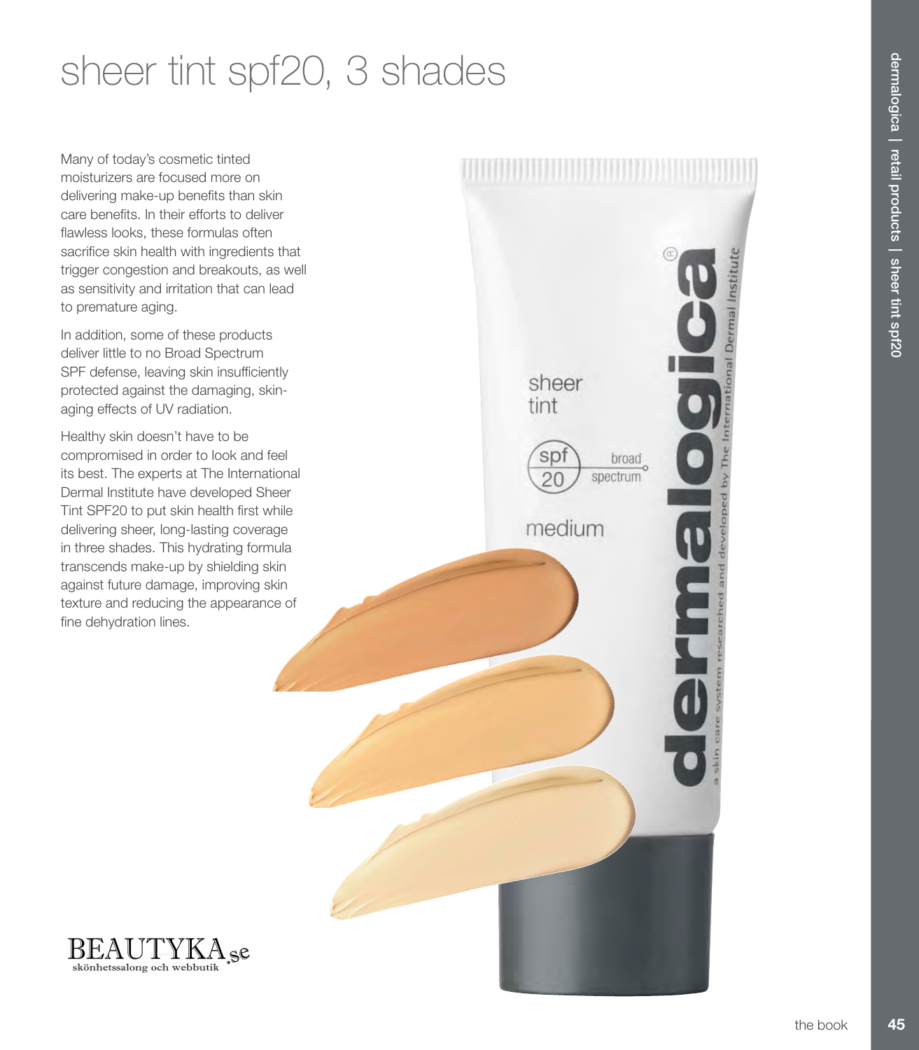# sheer tint spf20, 3 shades

Many of today's cosmetic tinted moisturizers are focused more on delivering make-up benefits than skin care benefits. In their efforts to deliver flawless looks, these formulas often sacrifice skin health with ingredients that trigger congestion and breakouts, as well as sensitivity and irritation that can lead to premature aging.

In addition, some of these products deliver little to no Broad Spectrum SPF defense, leaving skin insufficiently protected against the damaging, skin-aging effects of UV radiation.

Healthy skin doesn't have to be compromised in order to look and feel its best. The experts at The International Dermal Institute have developed Sheer Tint SPF20 to put skin health first while delivering sheer, long-lasting coverage in three shades. This hydrating formula transcends make-up by shielding skin against future damage, improving skin texture and reducing the appearance of fine dehydration lines.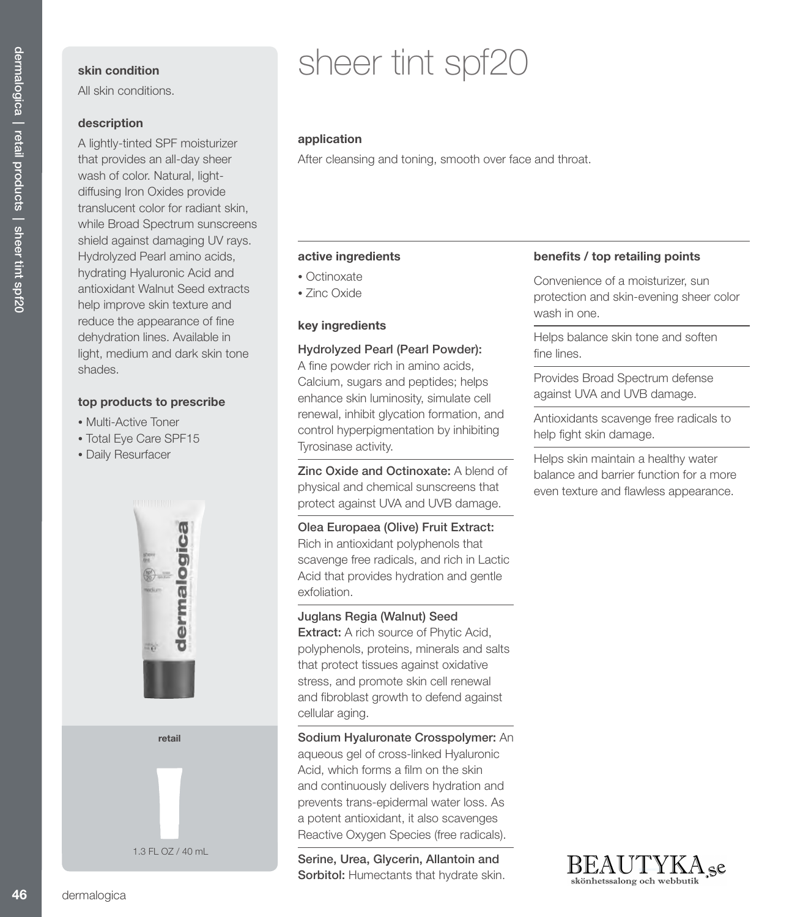# sheer tint spf20

**skin condition**

All skin conditions.

**description**

A lightly-tinted SPF moisturizer that provides an all-day sheer wash of color. Natural, light-diffusing Iron Oxides provide translucent color for radiant skin, while Broad Spectrum sunscreens shield against damaging UV rays. Hydrolyzed Pearl amino acids, hydrating Hyaluronic Acid and antioxidant Walnut Seed extracts help improve skin texture and reduce the appearance of fine dehydration lines. Available in light, medium and dark skin tone shades.

**top products to prescribe**

- Multi-Active Toner
- Total Eye Care SPF15
- Daily Resurfacer

**retail**

1.3 FL OZ / 40 mL

**application**

After cleansing and toning, smooth over face and throat.

**active ingredients**

- Octinoxate
- Zinc Oxide

**key ingredients**

**Hydrolyzed Pearl (Pearl Powder):** A fine powder rich in amino acids, Calcium, sugars and peptides; helps enhance skin luminosity, simulate cell renewal, inhibit glycation formation, and control hyperpigmentation by inhibiting Tyrosinase activity.

**Zinc Oxide and Octinoxate:** A blend of physical and chemical sunscreens that protect against UVA and UVB damage.

**Olea Europaea (Olive) Fruit Extract:** Rich in antioxidant polyphenols that scavenge free radicals, and rich in Lactic Acid that provides hydration and gentle exfoliation.

**Juglans Regia (Walnut) Seed Extract:** A rich source of Phytic Acid, polyphenols, proteins, minerals and salts that protect tissues against oxidative stress, and promote skin cell renewal and fibroblast growth to defend against cellular aging.

**Sodium Hyaluronate Crosspolymer:** An aqueous gel of cross-linked Hyaluronic Acid, which forms a film on the skin and continuously delivers hydration and prevents trans-epidermal water loss. As a potent antioxidant, it also scavenges Reactive Oxygen Species (free radicals).

**Serine, Urea, Glycerin, Allantoin and Sorbitol:** Humectants that hydrate skin.

**benefits / top retailing points**

Convenience of a moisturizer, sun protection and skin-evening sheer color wash in one.

Helps balance skin tone and soften fine lines.

Provides Broad Spectrum defense against UVA and UVB damage.

Antioxidants scavenge free radicals to help fight skin damage.

Helps skin maintain a healthy water balance and barrier function for a more even texture and flawless appearance.

BEAUTYKA.se
skönhetssalong och webbutik